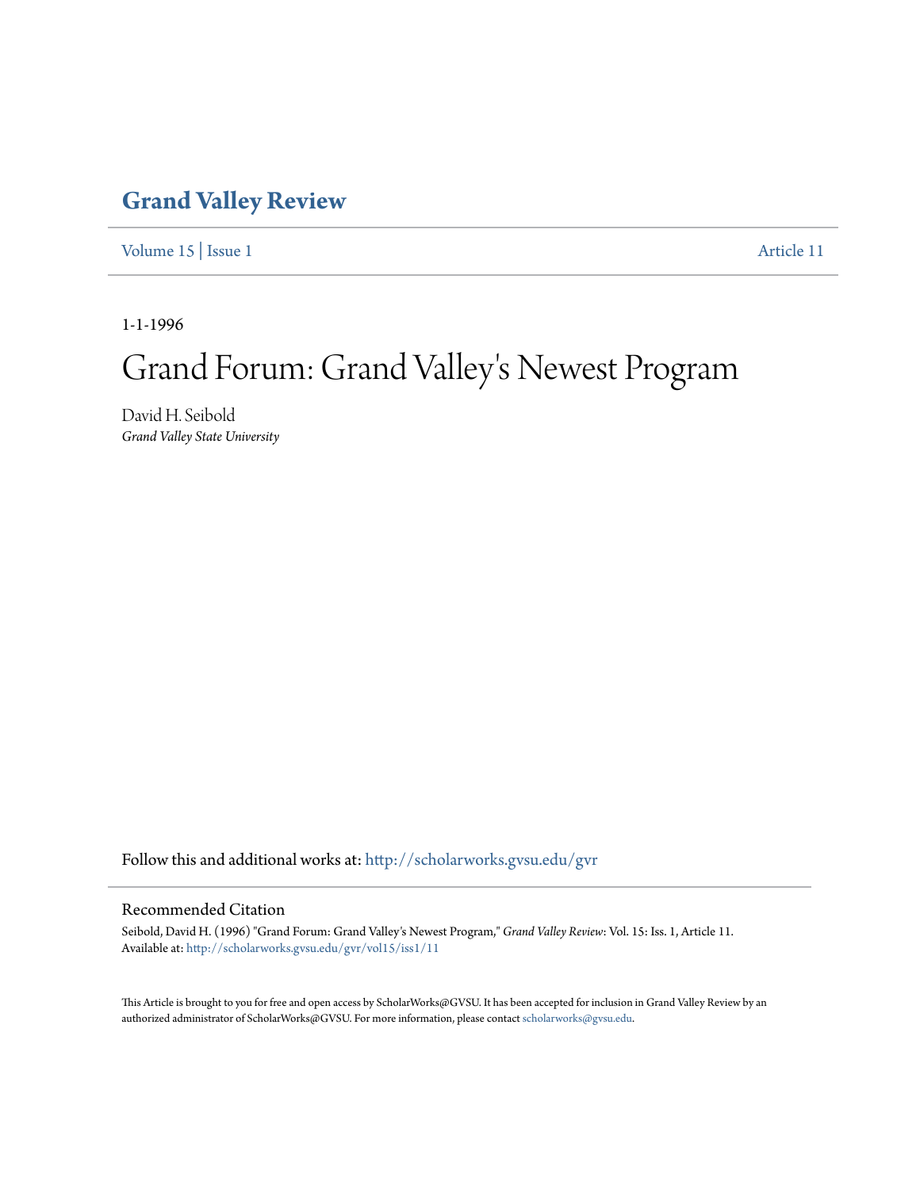## Grand Valley Review

Volume 15 | Issue 1 Article 11

1-1-1996

# Grand Forum: Grand Valley's Newest Program

David H. Seibold
*Grand Valley State University*

Follow this and additional works at: http://scholarworks.gvsu.edu/gvr

### Recommended Citation

Seibold, David H. (1996) "Grand Forum: Grand Valley's Newest Program," *Grand Valley Review*: Vol. 15: Iss. 1, Article 11.
Available at: http://scholarworks.gvsu.edu/gvr/vol15/iss1/11

This Article is brought to you for free and open access by ScholarWorks@GVSU. It has been accepted for inclusion in Grand Valley Review by an authorized administrator of ScholarWorks@GVSU. For more information, please contact scholarworks@gvsu.edu.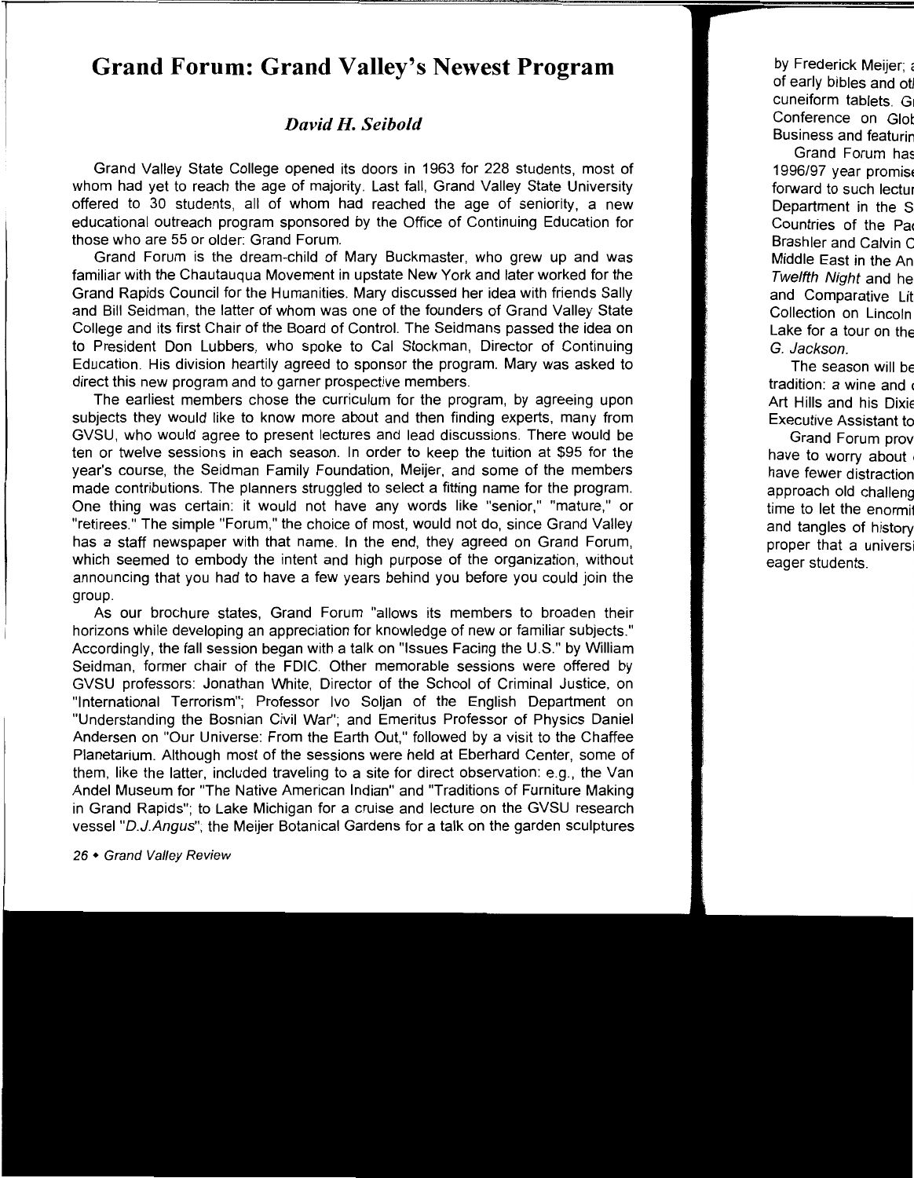# Grand Forum: Grand Valley's Newest Program

*David H. Seibold*

Grand Valley State College opened its doors in 1963 for 228 students, most of whom had yet to reach the age of majority. Last fall, Grand Valley State University offered to 30 students, all of whom had reached the age of seniority, a new educational outreach program sponsored by the Office of Continuing Education for those who are 55 or older: Grand Forum.

Grand Forum is the dream-child of Mary Buckmaster, who grew up and was familiar with the Chautauqua Movement in upstate New York and later worked for the Grand Rapids Council for the Humanities. Mary discussed her idea with friends Sally and Bill Seidman, the latter of whom was one of the founders of Grand Valley State College and its first Chair of the Board of Control. The Seidmans passed the idea on to President Don Lubbers, who spoke to Cal Stockman, Director of Continuing Education. His division heartily agreed to sponsor the program. Mary was asked to direct this new program and to garner prospective members.

The earliest members chose the curriculum for the program, by agreeing upon subjects they would like to know more about and then finding experts, many from GVSU, who would agree to present lectures and lead discussions. There would be ten or twelve sessions in each season. In order to keep the tuition at $95 for the year's course, the Seidman Family Foundation, Meijer, and some of the members made contributions. The planners struggled to select a fitting name for the program. One thing was certain: it would not have any words like "senior," "mature," or "retirees." The simple "Forum," the choice of most, would not do, since Grand Valley has a staff newspaper with that name. In the end, they agreed on Grand Forum, which seemed to embody the intent and high purpose of the organization, without announcing that you had to have a few years behind you before you could join the group.

As our brochure states, Grand Forum "allows its members to broaden their horizons while developing an appreciation for knowledge of new or familiar subjects." Accordingly, the fall session began with a talk on "Issues Facing the U.S." by William Seidman, former chair of the FDIC. Other memorable sessions were offered by GVSU professors: Jonathan White, Director of the School of Criminal Justice, on "International Terrorism"; Professor Ivo Soljan of the English Department on "Understanding the Bosnian Civil War"; and Emeritus Professor of Physics Daniel Andersen on "Our Universe: From the Earth Out," followed by a visit to the Chaffee Planetarium. Although most of the sessions were held at Eberhard Center, some of them, like the latter, included traveling to a site for direct observation: e.g., the Van Andel Museum for "The Native American Indian" and "Traditions of Furniture Making in Grand Rapids"; to Lake Michigan for a cruise and lecture on the GVSU research vessel "*D.J.Angus*"; the Meijer Botanical Gardens for a talk on the garden sculptures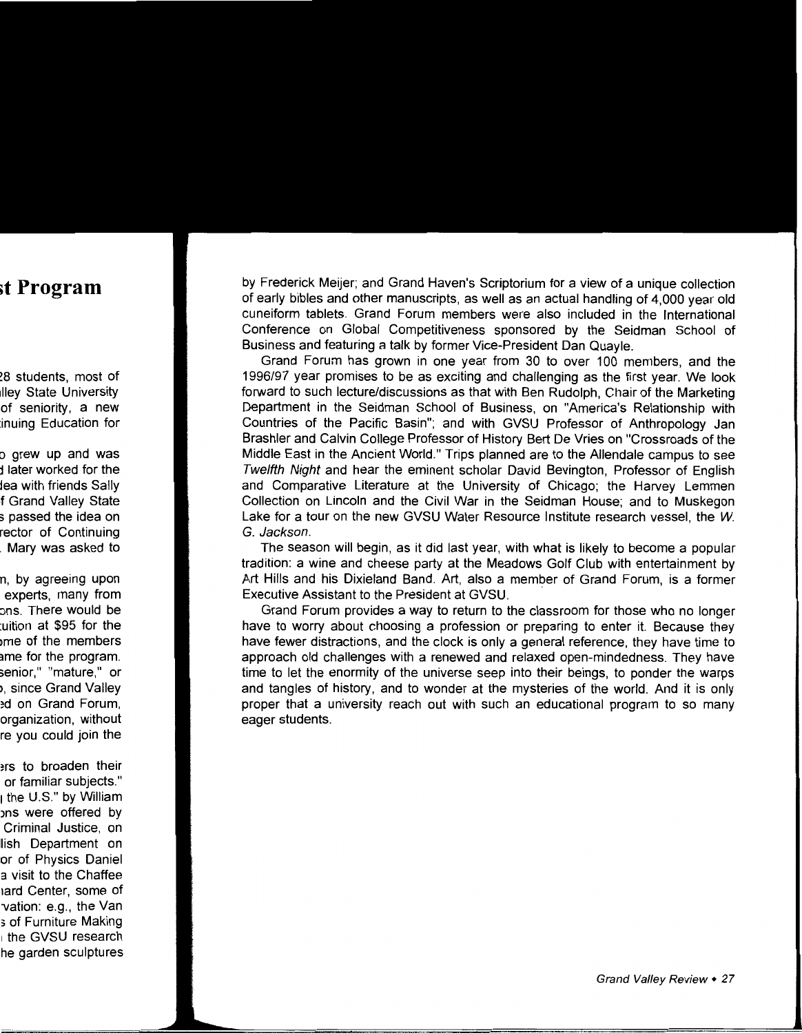by Frederick Meijer; and Grand Haven's Scriptorium for a view of a unique collection of early bibles and other manuscripts, as well as an actual handling of 4,000 year old cuneiform tablets. Grand Forum members were also included in the International Conference on Global Competitiveness sponsored by the Seidman School of Business and featuring a talk by former Vice-President Dan Quayle.

Grand Forum has grown in one year from 30 to over 100 members, and the 1996/97 year promises to be as exciting and challenging as the first year. We look forward to such lecture/discussions as that with Ben Rudolph, Chair of the Marketing Department in the Seidman School of Business, on "America's Relationship with Countries of the Pacific Basin"; and with GVSU Professor of Anthropology Jan Brashler and Calvin College Professor of History Bert De Vries on "Crossroads of the Middle East in the Ancient World." Trips planned are to the Allendale campus to see *Twelfth Night* and hear the eminent scholar David Bevington, Professor of English and Comparative Literature at the University of Chicago; the Harvey Lemmen Collection on Lincoln and the Civil War in the Seidman House; and to Muskegon Lake for a tour on the new GVSU Water Resource Institute research vessel, the *W. G. Jackson*.

The season will begin, as it did last year, with what is likely to become a popular tradition: a wine and cheese party at the Meadows Golf Club with entertainment by Art Hills and his Dixieland Band. Art, also a member of Grand Forum, is a former Executive Assistant to the President at GVSU.

Grand Forum provides a way to return to the classroom for those who no longer have to worry about choosing a profession or preparing to enter it. Because they have fewer distractions, and the clock is only a general reference, they have time to approach old challenges with a renewed and relaxed open-mindedness. They have time to let the enormity of the universe seep into their beings, to ponder the warps and tangles of history, and to wonder at the mysteries of the world. And it is only proper that a university reach out with such an educational program to so many eager students.